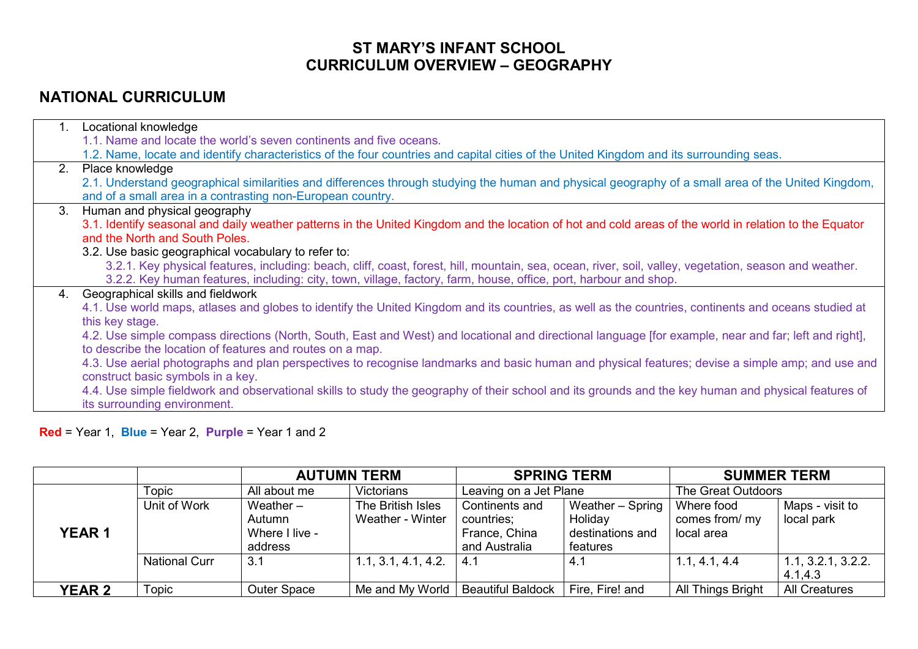# ST MARY'S INFANT SCHOOL
# CURRICULUM OVERVIEW – GEOGRAPHY

## NATIONAL CURRICULUM

1. Locational knowledge
   - 1.1. Name and locate the world's seven continents and five oceans.
   - 1.2. Name, locate and identify characteristics of the four countries and capital cities of the United Kingdom and its surrounding seas.
2. Place knowledge
   - 2.1. Understand geographical similarities and differences through studying the human and physical geography of a small area of the United Kingdom, and of a small area in a contrasting non-European country.
3. Human and physical geography
   - 3.1. Identify seasonal and daily weather patterns in the United Kingdom and the location of hot and cold areas of the world in relation to the Equator and the North and South Poles.
   - 3.2. Use basic geographical vocabulary to refer to:
     - 3.2.1. Key physical features, including: beach, cliff, coast, forest, hill, mountain, sea, ocean, river, soil, valley, vegetation, season and weather.
     - 3.2.2. Key human features, including: city, town, village, factory, farm, house, office, port, harbour and shop.
4. Geographical skills and fieldwork
   - 4.1. Use world maps, atlases and globes to identify the United Kingdom and its countries, as well as the countries, continents and oceans studied at this key stage.
   - 4.2. Use simple compass directions (North, South, East and West) and locational and directional language [for example, near and far; left and right], to describe the location of features and routes on a map.
   - 4.3. Use aerial photographs and plan perspectives to recognise landmarks and basic human and physical features; devise a simple amp; and use and construct basic symbols in a key.
   - 4.4. Use simple fieldwork and observational skills to study the geography of their school and its grounds and the key human and physical features of its surrounding environment.

**Red** = Year 1, **Blue** = Year 2, **Purple** = Year 1 and 2

| | | **AUTUMN TERM** | | **SPRING TERM** | | **SUMMER TERM** | |
|---|---|---|---|---|---|---|---|
| **YEAR 1** | Topic | All about me | Victorians | Leaving on a Jet Plane | | The Great Outdoors | |
| | Unit of Work | Weather – Autumn Where I live - address | The British Isles Weather - Winter | Continents and countries; France, China and Australia | Weather – Spring Holiday destinations and features | Where food comes from/ my local area | Maps - visit to local park |
| | National Curr | 3.1 | 1.1, 3.1, 4.1, 4.2. | 4.1 | 4.1 | 1.1, 4.1, 4.4 | 1.1, 3.2.1, 3.2.2. 4.1,4.3 |
| **YEAR 2** | Topic | Outer Space | Me and My World | Beautiful Baldock | Fire, Fire! and | All Things Bright | All Creatures |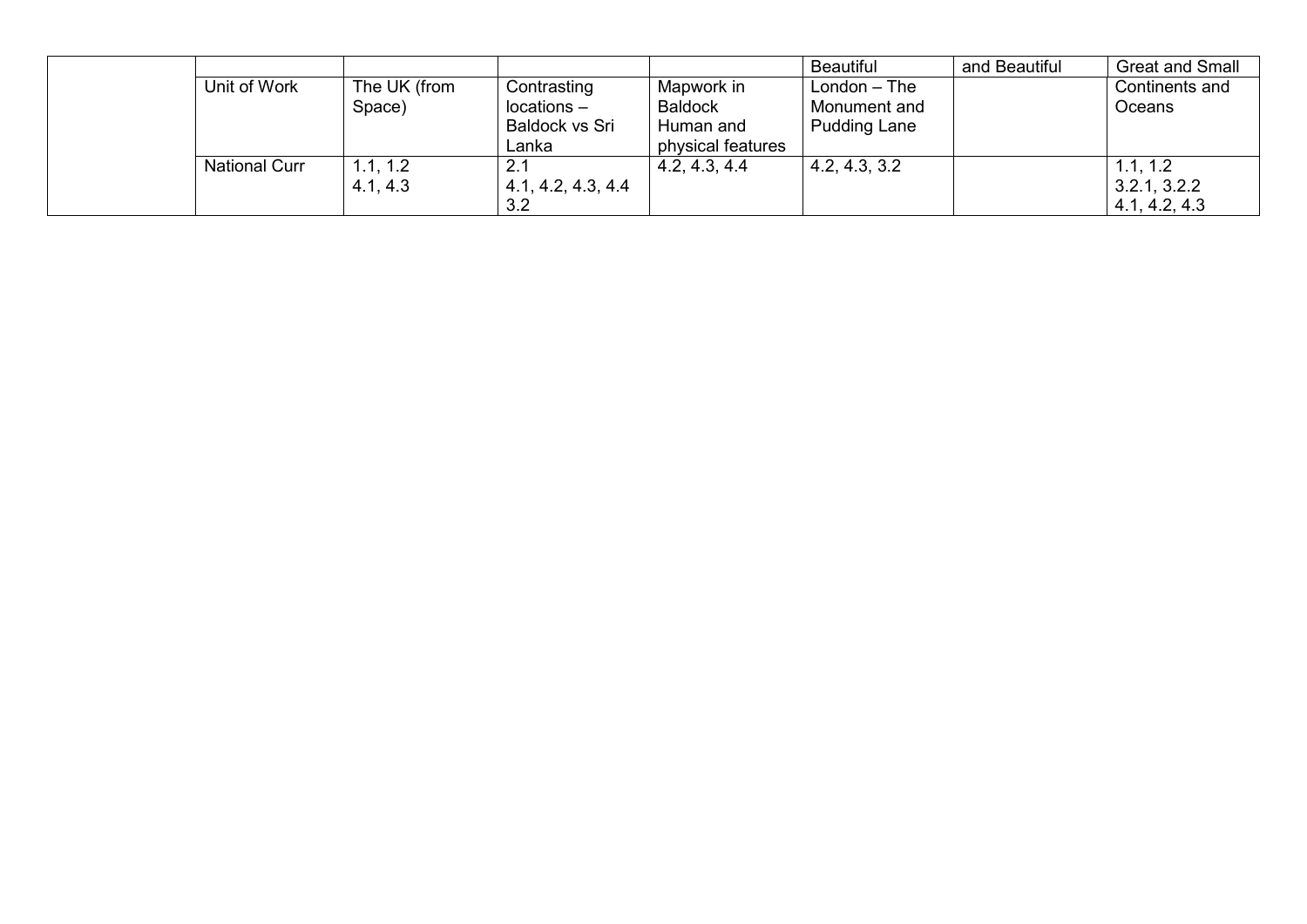| | | | | | | | |
|---|---|---|---|---|---|---|---|
| | | | | | Beautiful | and Beautiful | Great and Small |
| | Unit of Work | The UK (from Space) | Contrasting locations – Baldock vs Sri Lanka | Mapwork in Baldock Human and physical features | London – The Monument and Pudding Lane | | Continents and Oceans |
| | National Curr | 1.1, 1.2<br>4.1, 4.3 | 2.1<br>4.1, 4.2, 4.3, 4.4<br>3.2 | 4.2, 4.3, 4.4 | 4.2, 4.3, 3.2 | | 1.1, 1.2<br>3.2.1, 3.2.2<br>4.1, 4.2, 4.3 |